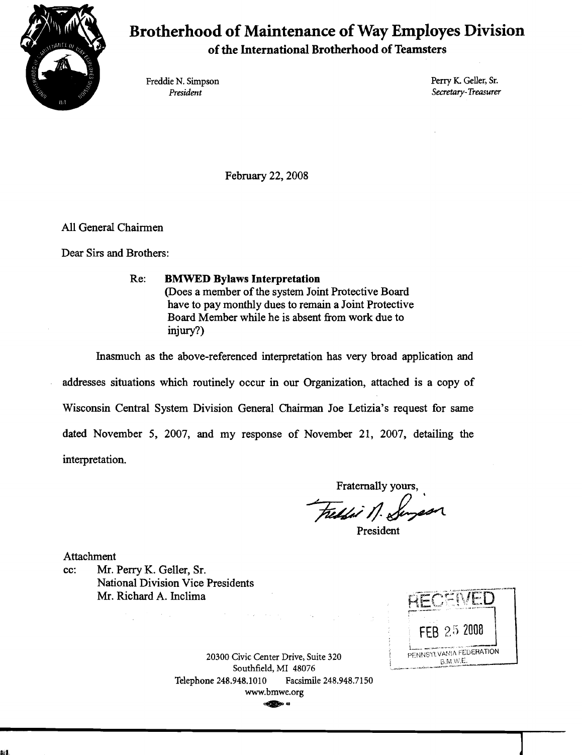# Brotherhood of Maintenance of Way Employes Division

## of the International Brotherhood of Teamsters

Freddie N. Simpson
*President*

Perry K. Geller, Sr.
*Secretary-Treasurer*

February 22, 2008

All General Chairmen

Dear Sirs and Brothers:

Re: **BMWED Bylaws Interpretation**
(Does a member of the system Joint Protective Board have to pay monthly dues to remain a Joint Protective Board Member while he is absent from work due to injury?)

Inasmuch as the above-referenced interpretation has very broad application and addresses situations which routinely occur in our Organization, attached is a copy of Wisconsin Central System Division General Chairman Joe Letizia's request for same dated November 5, 2007, and my response of November 21, 2007, detailing the interpretation.

Fraternally yours,

Freddie N. Simpson
President

Attachment

cc: Mr. Perry K. Geller, Sr.
National Division Vice Presidents
Mr. Richard A. Inclima

RECEIVED
FEB 25 2008
PENNSYLVANIA FEDERATION
B.M.W.E.

20300 Civic Center Drive, Suite 320
Southfield, MI 48076
Telephone 248.948.1010 Facsimile 248.948.7150
www.bmwe.org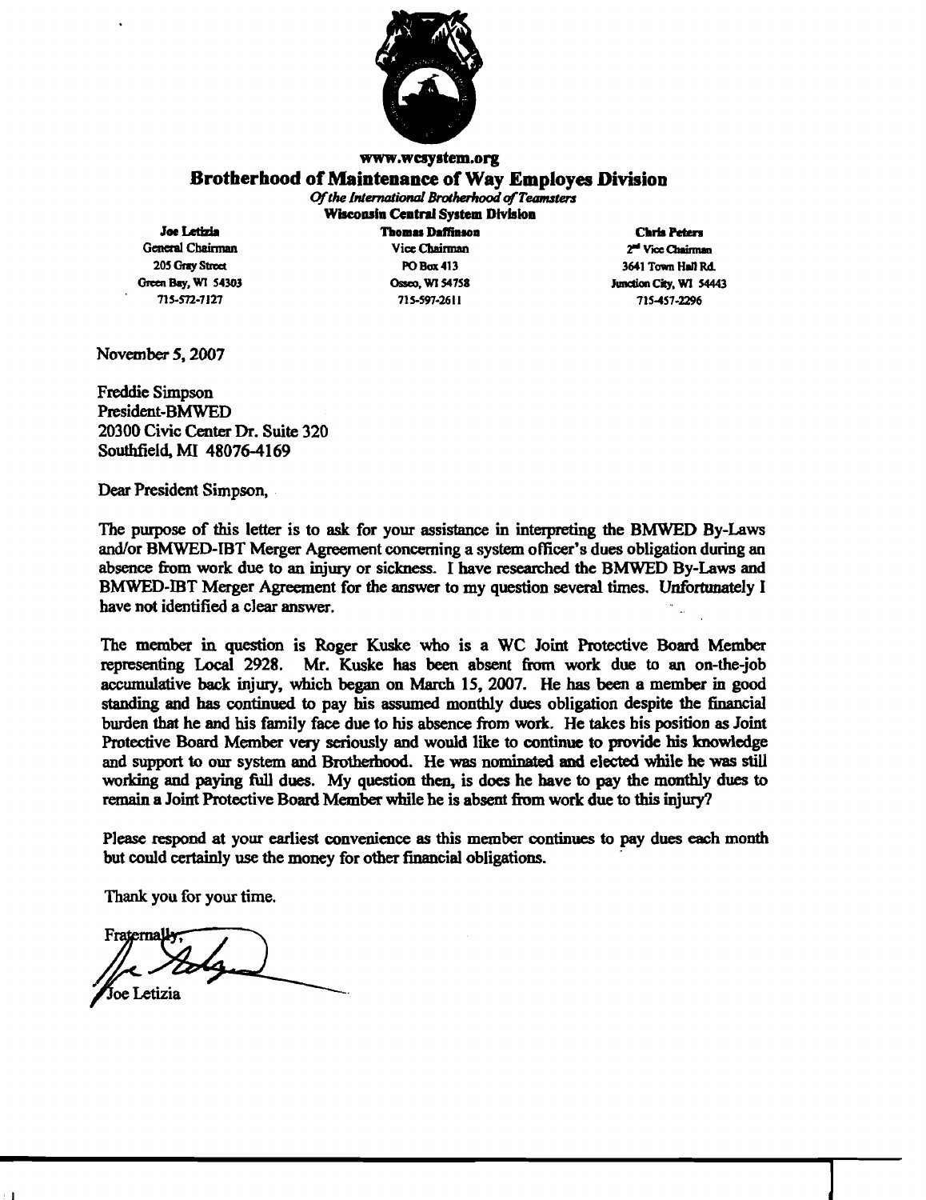**www.wcsystem.org**

## Brotherhood of Maintenance of Way Employes Division

*Of the International Brotherhood of Teamsters*

**Wisconsin Central System Division**

| **Joe Letizia** | **Thomas Daffinson** | **Chris Peters** |
|---|---|---|
| General Chairman | Vice Chairman | 2nd Vice Chairman |
| 205 Gray Street | PO Box 413 | 3641 Town Hall Rd. |
| Green Bay, WI 54303 | Osseo, WI 54758 | Junction City, WI 54443 |
| 715-572-7127 | 715-597-2611 | 715-457-2296 |

November 5, 2007

Freddie Simpson
President-BMWED
20300 Civic Center Dr. Suite 320
Southfield, MI 48076-4169

Dear President Simpson,

The purpose of this letter is to ask for your assistance in interpreting the BMWED By-Laws and/or BMWED-IBT Merger Agreement concerning a system officer's dues obligation during an absence from work due to an injury or sickness. I have researched the BMWED By-Laws and BMWED-IBT Merger Agreement for the answer to my question several times. Unfortunately I have not identified a clear answer.

The member in question is Roger Kuske who is a WC Joint Protective Board Member representing Local 2928. Mr. Kuske has been absent from work due to an on-the-job accumulative back injury, which began on March 15, 2007. He has been a member in good standing and has continued to pay his assumed monthly dues obligation despite the financial burden that he and his family face due to his absence from work. He takes his position as Joint Protective Board Member very seriously and would like to continue to provide his knowledge and support to our system and Brotherhood. He was nominated and elected while he was still working and paying full dues. My question then, is does he have to pay the monthly dues to remain a Joint Protective Board Member while he is absent from work due to this injury?

Please respond at your earliest convenience as this member continues to pay dues each month but could certainly use the money for other financial obligations.

Thank you for your time.

Fraternally,

Joe Letizia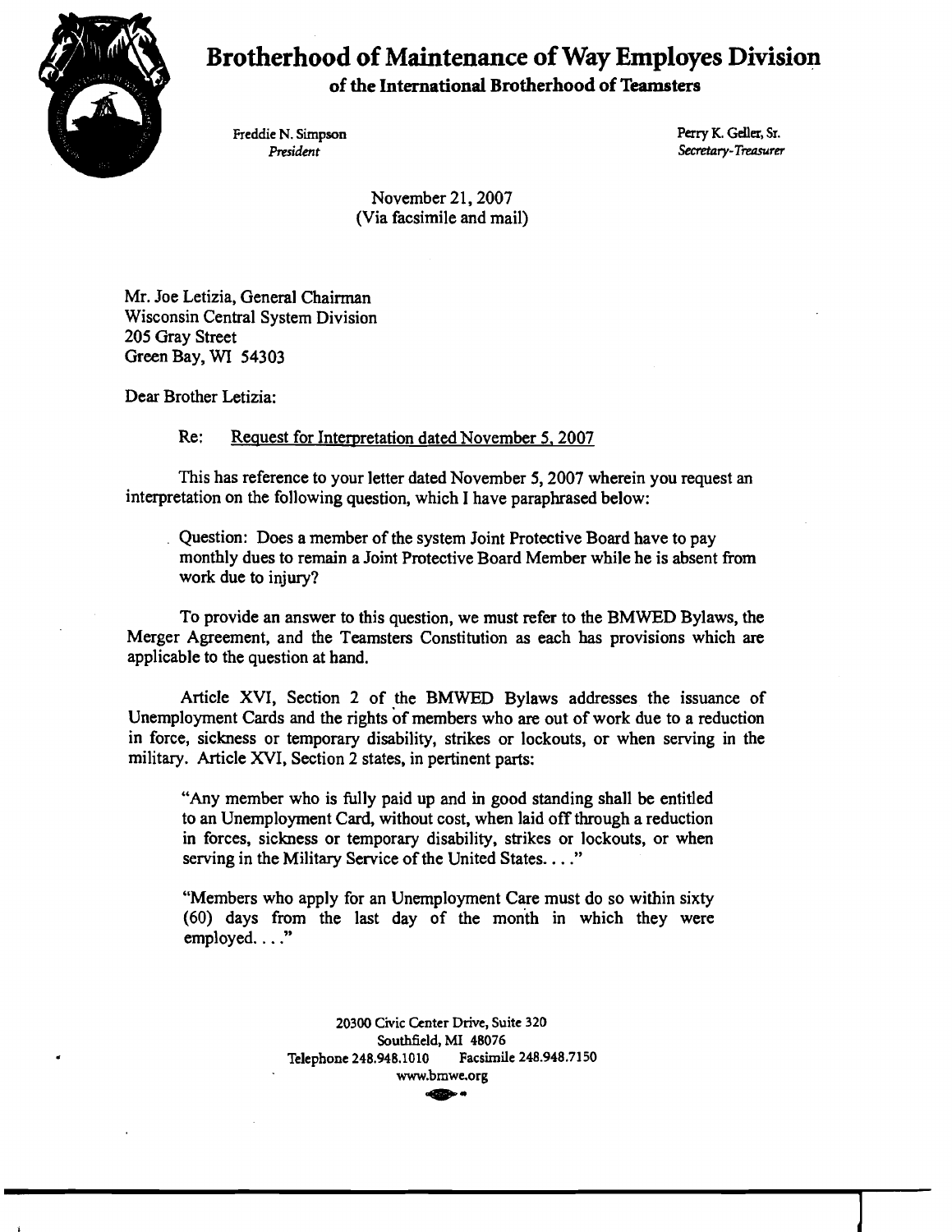# Brotherhood of Maintenance of Way Employes Division

**of the International Brotherhood of Teamsters**

Freddie N. Simpson
*President*

Perry K. Geller, Sr.
*Secretary-Treasurer*

November 21, 2007
(Via facsimile and mail)

Mr. Joe Letizia, General Chairman
Wisconsin Central System Division
205 Gray Street
Green Bay, WI 54303

Dear Brother Letizia:

Re: Request for Interpretation dated November 5, 2007

This has reference to your letter dated November 5, 2007 wherein you request an interpretation on the following question, which I have paraphrased below:

> Question: Does a member of the system Joint Protective Board have to pay monthly dues to remain a Joint Protective Board Member while he is absent from work due to injury?

To provide an answer to this question, we must refer to the BMWED Bylaws, the Merger Agreement, and the Teamsters Constitution as each has provisions which are applicable to the question at hand.

Article XVI, Section 2 of the BMWED Bylaws addresses the issuance of Unemployment Cards and the rights of members who are out of work due to a reduction in force, sickness or temporary disability, strikes or lockouts, or when serving in the military. Article XVI, Section 2 states, in pertinent parts:

> "Any member who is fully paid up and in good standing shall be entitled to an Unemployment Card, without cost, when laid off through a reduction in forces, sickness or temporary disability, strikes or lockouts, or when serving in the Military Service of the United States. . . ."
>
> "Members who apply for an Unemployment Care must do so within sixty (60) days from the last day of the month in which they were employed. . . ."

20300 Civic Center Drive, Suite 320
Southfield, MI 48076
Telephone 248.948.1010 Facsimile 248.948.7150
www.bmwe.org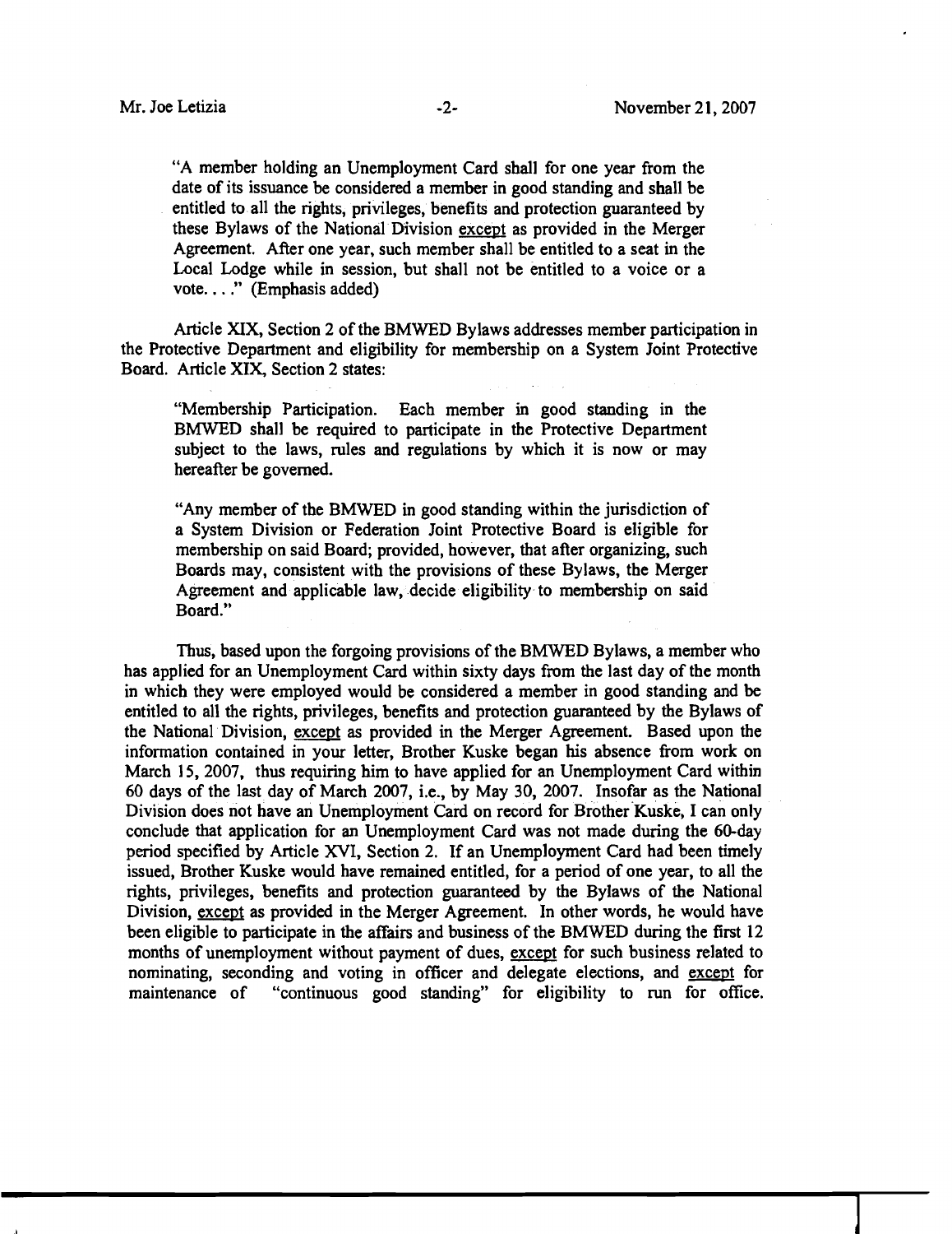"A member holding an Unemployment Card shall for one year from the date of its issuance be considered a member in good standing and shall be entitled to all the rights, privileges, benefits and protection guaranteed by these Bylaws of the National Division <u>except</u> as provided in the Merger Agreement. After one year, such member shall be entitled to a seat in the Local Lodge while in session, but shall not be entitled to a voice or a vote. . . ." (Emphasis added)

Article XIX, Section 2 of the BMWED Bylaws addresses member participation in the Protective Department and eligibility for membership on a System Joint Protective Board. Article XIX, Section 2 states:

"Membership Participation. Each member in good standing in the BMWED shall be required to participate in the Protective Department subject to the laws, rules and regulations by which it is now or may hereafter be governed.

"Any member of the BMWED in good standing within the jurisdiction of a System Division or Federation Joint Protective Board is eligible for membership on said Board; provided, however, that after organizing, such Boards may, consistent with the provisions of these Bylaws, the Merger Agreement and applicable law, decide eligibility to membership on said Board."

Thus, based upon the forgoing provisions of the BMWED Bylaws, a member who has applied for an Unemployment Card within sixty days from the last day of the month in which they were employed would be considered a member in good standing and be entitled to all the rights, privileges, benefits and protection guaranteed by the Bylaws of the National Division, <u>except</u> as provided in the Merger Agreement. Based upon the information contained in your letter, Brother Kuske began his absence from work on March 15, 2007, thus requiring him to have applied for an Unemployment Card within 60 days of the last day of March 2007, i.e., by May 30, 2007. Insofar as the National Division does not have an Unemployment Card on record for Brother Kuske, I can only conclude that application for an Unemployment Card was not made during the 60-day period specified by Article XVI, Section 2. If an Unemployment Card had been timely issued, Brother Kuske would have remained entitled, for a period of one year, to all the rights, privileges, benefits and protection guaranteed by the Bylaws of the National Division, <u>except</u> as provided in the Merger Agreement. In other words, he would have been eligible to participate in the affairs and business of the BMWED during the first 12 months of unemployment without payment of dues, <u>except</u> for such business related to nominating, seconding and voting in officer and delegate elections, and <u>except</u> for maintenance of "continuous good standing" for eligibility to run for office.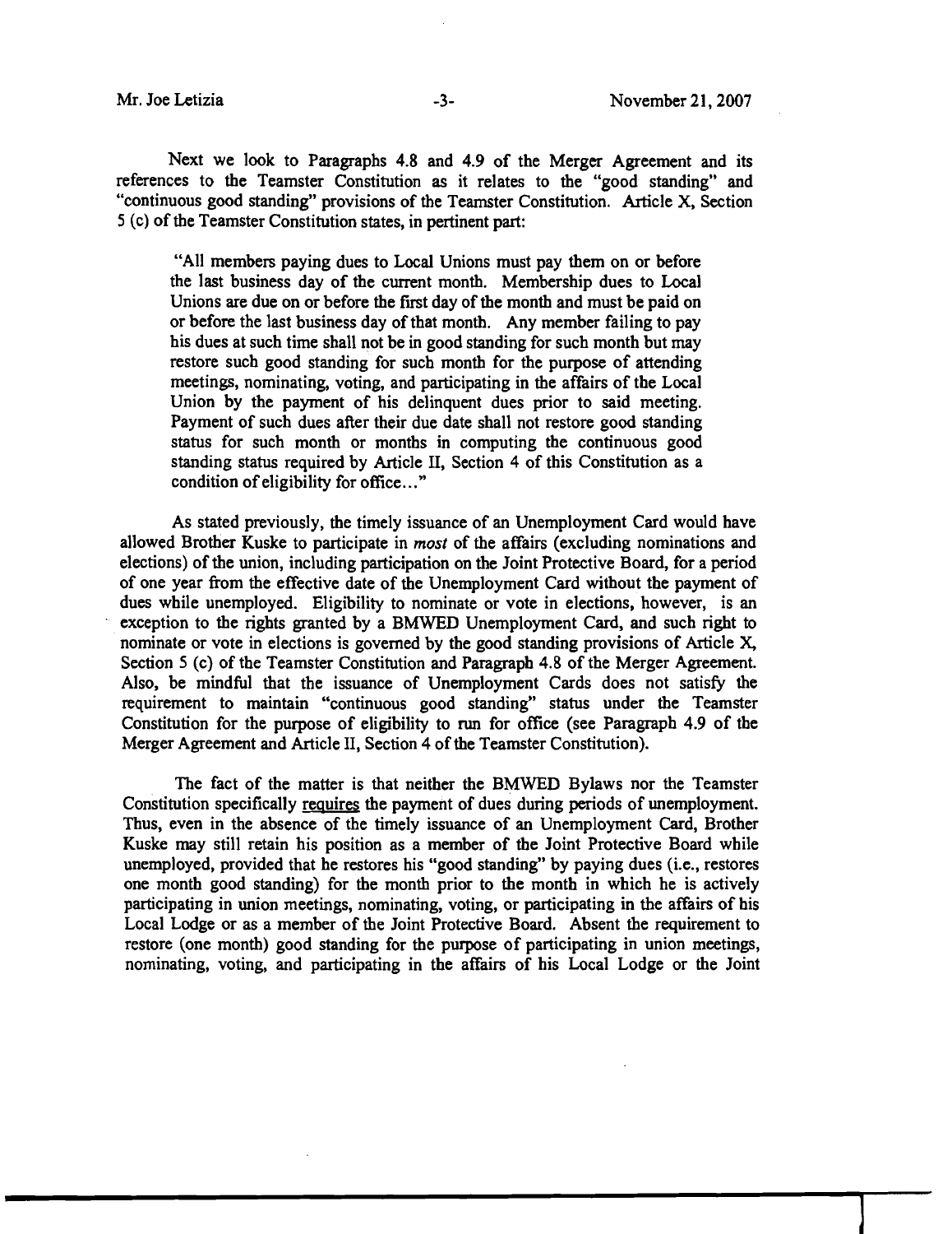Next we look to Paragraphs 4.8 and 4.9 of the Merger Agreement and its references to the Teamster Constitution as it relates to the "good standing" and "continuous good standing" provisions of the Teamster Constitution. Article X, Section 5 (c) of the Teamster Constitution states, in pertinent part:

> "All members paying dues to Local Unions must pay them on or before the last business day of the current month. Membership dues to Local Unions are due on or before the first day of the month and must be paid on or before the last business day of that month. Any member failing to pay his dues at such time shall not be in good standing for such month but may restore such good standing for such month for the purpose of attending meetings, nominating, voting, and participating in the affairs of the Local Union by the payment of his delinquent dues prior to said meeting. Payment of such dues after their due date shall not restore good standing status for such month or months in computing the continuous good standing status required by Article II, Section 4 of this Constitution as a condition of eligibility for office..."

As stated previously, the timely issuance of an Unemployment Card would have allowed Brother Kuske to participate in *most* of the affairs (excluding nominations and elections) of the union, including participation on the Joint Protective Board, for a period of one year from the effective date of the Unemployment Card without the payment of dues while unemployed. Eligibility to nominate or vote in elections, however, is an exception to the rights granted by a BMWED Unemployment Card, and such right to nominate or vote in elections is governed by the good standing provisions of Article X, Section 5 (c) of the Teamster Constitution and Paragraph 4.8 of the Merger Agreement. Also, be mindful that the issuance of Unemployment Cards does not satisfy the requirement to maintain "continuous good standing" status under the Teamster Constitution for the purpose of eligibility to run for office (see Paragraph 4.9 of the Merger Agreement and Article II, Section 4 of the Teamster Constitution).

The fact of the matter is that neither the BMWED Bylaws nor the Teamster Constitution specifically requires the payment of dues during periods of unemployment. Thus, even in the absence of the timely issuance of an Unemployment Card, Brother Kuske may still retain his position as a member of the Joint Protective Board while unemployed, provided that he restores his "good standing" by paying dues (i.e., restores one month good standing) for the month prior to the month in which he is actively participating in union meetings, nominating, voting, or participating in the affairs of his Local Lodge or as a member of the Joint Protective Board. Absent the requirement to restore (one month) good standing for the purpose of participating in union meetings, nominating, voting, and participating in the affairs of his Local Lodge or the Joint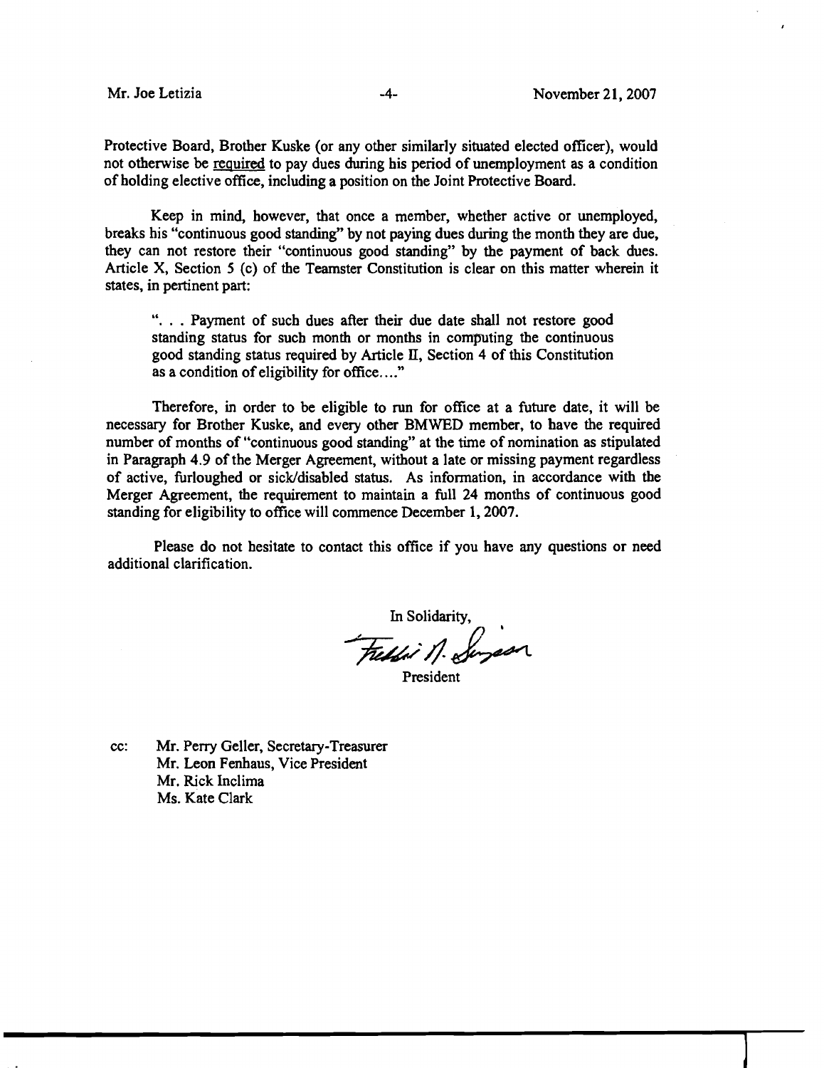Protective Board, Brother Kuske (or any other similarly situated elected officer), would not otherwise be required to pay dues during his period of unemployment as a condition of holding elective office, including a position on the Joint Protective Board.

Keep in mind, however, that once a member, whether active or unemployed, breaks his "continuous good standing" by not paying dues during the month they are due, they can not restore their "continuous good standing" by the payment of back dues. Article X, Section 5 (c) of the Teamster Constitution is clear on this matter wherein it states, in pertinent part:

> ". . . Payment of such dues after their due date shall not restore good standing status for such month or months in computing the continuous good standing status required by Article II, Section 4 of this Constitution as a condition of eligibility for office...."

Therefore, in order to be eligible to run for office at a future date, it will be necessary for Brother Kuske, and every other BMWED member, to have the required number of months of "continuous good standing" at the time of nomination as stipulated in Paragraph 4.9 of the Merger Agreement, without a late or missing payment regardless of active, furloughed or sick/disabled status. As information, in accordance with the Merger Agreement, the requirement to maintain a full 24 months of continuous good standing for eligibility to office will commence December 1, 2007.

Please do not hesitate to contact this office if you have any questions or need additional clarification.

In Solidarity,

Freddie N. Simpson

President

cc: Mr. Perry Geller, Secretary-Treasurer
Mr. Leon Fenhaus, Vice President
Mr. Rick Inclima
Ms. Kate Clark